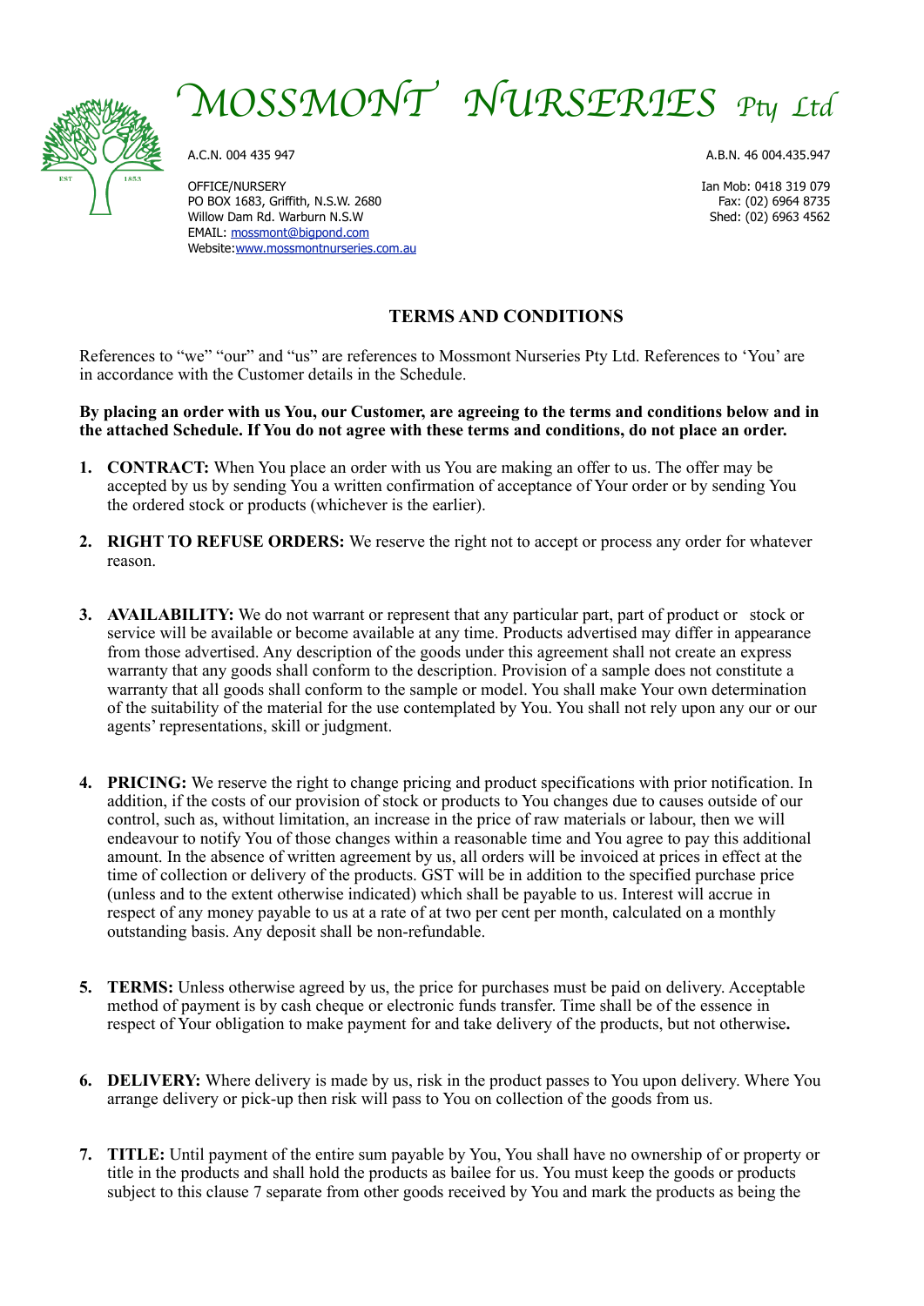# MOSSMONT NURSERIES Pty Ltd

A.C.N. 004 435 947

A.B.N. 46 004.435.947

OFFICE/NURSERY
PO BOX 1683, Griffith, N.S.W. 2680
Willow Dam Rd. Warburn N.S.W
EMAIL: mossmont@bigpond.com
Website:www.mossmontnurseries.com.au

Ian Mob: 0418 319 079
Fax: (02) 6964 8735
Shed: (02) 6963 4562

## TERMS AND CONDITIONS

References to "we" "our" and "us" are references to Mossmont Nurseries Pty Ltd. References to 'You' are in accordance with the Customer details in the Schedule.

**By placing an order with us You, our Customer, are agreeing to the terms and conditions below and in the attached Schedule. If You do not agree with these terms and conditions, do not place an order.**

1. **CONTRACT:** When You place an order with us You are making an offer to us. The offer may be accepted by us by sending You a written confirmation of acceptance of Your order or by sending You the ordered stock or products (whichever is the earlier).

2. **RIGHT TO REFUSE ORDERS:** We reserve the right not to accept or process any order for whatever reason.

3. **AVAILABILITY:** We do not warrant or represent that any particular part, part of product or stock or service will be available or become available at any time. Products advertised may differ in appearance from those advertised. Any description of the goods under this agreement shall not create an express warranty that any goods shall conform to the description. Provision of a sample does not constitute a warranty that all goods shall conform to the sample or model. You shall make Your own determination of the suitability of the material for the use contemplated by You. You shall not rely upon any our or our agents' representations, skill or judgment.

4. **PRICING:** We reserve the right to change pricing and product specifications with prior notification. In addition, if the costs of our provision of stock or products to You changes due to causes outside of our control, such as, without limitation, an increase in the price of raw materials or labour, then we will endeavour to notify You of those changes within a reasonable time and You agree to pay this additional amount. In the absence of written agreement by us, all orders will be invoiced at prices in effect at the time of collection or delivery of the products. GST will be in addition to the specified purchase price (unless and to the extent otherwise indicated) which shall be payable to us. Interest will accrue in respect of any money payable to us at a rate of at two per cent per month, calculated on a monthly outstanding basis. Any deposit shall be non-refundable.

5. **TERMS:** Unless otherwise agreed by us, the price for purchases must be paid on delivery. Acceptable method of payment is by cash cheque or electronic funds transfer. Time shall be of the essence in respect of Your obligation to make payment for and take delivery of the products, but not otherwise**.**

6. **DELIVERY:** Where delivery is made by us, risk in the product passes to You upon delivery. Where You arrange delivery or pick-up then risk will pass to You on collection of the goods from us.

7. **TITLE:** Until payment of the entire sum payable by You, You shall have no ownership of or property or title in the products and shall hold the products as bailee for us. You must keep the goods or products subject to this clause 7 separate from other goods received by You and mark the products as being the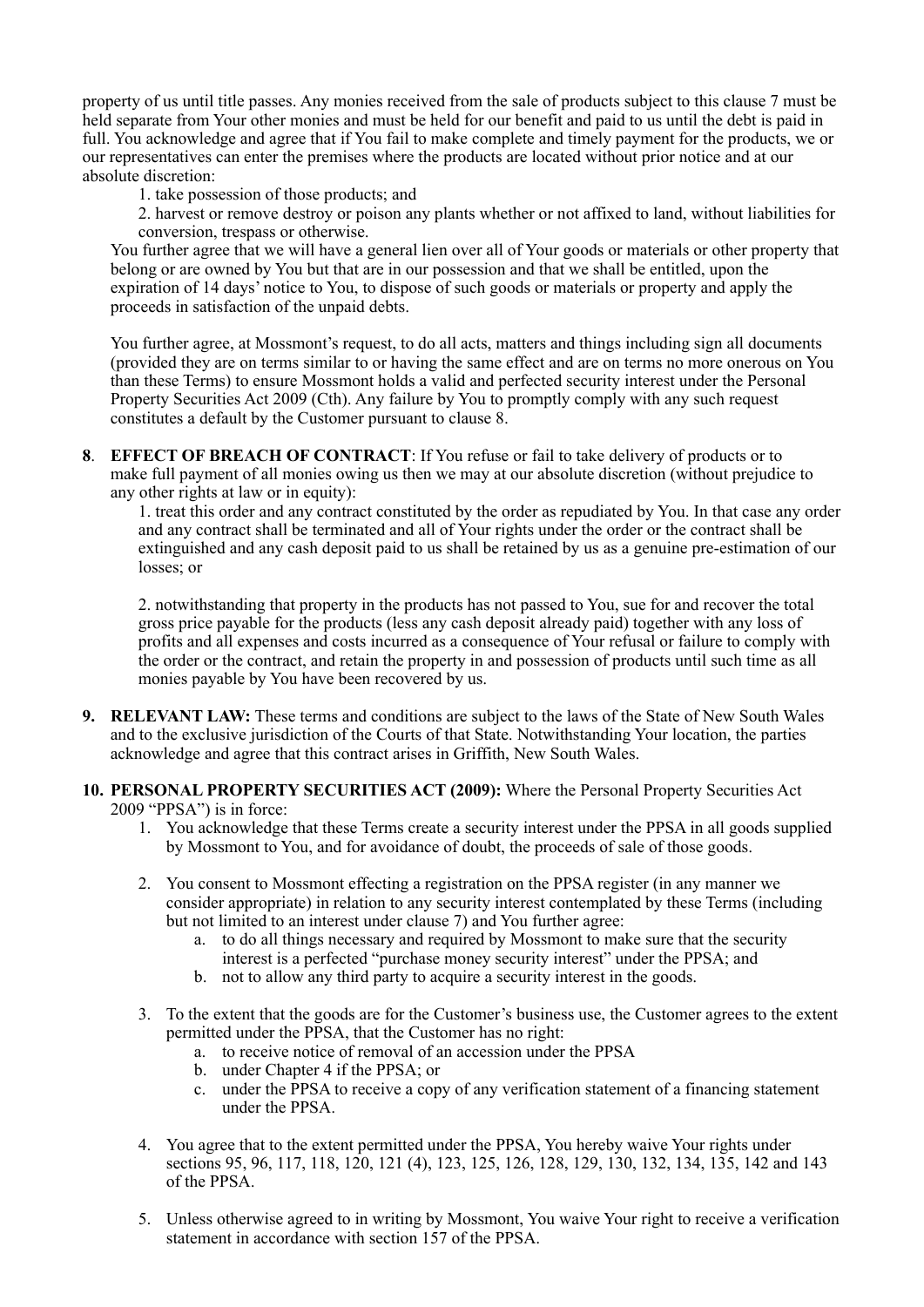property of us until title passes. Any monies received from the sale of products subject to this clause 7 must be held separate from Your other monies and must be held for our benefit and paid to us until the debt is paid in full. You acknowledge and agree that if You fail to make complete and timely payment for the products, we or our representatives can enter the premises where the products are located without prior notice and at our absolute discretion:

1. take possession of those products; and
2. harvest or remove destroy or poison any plants whether or not affixed to land, without liabilities for conversion, trespass or otherwise.

You further agree that we will have a general lien over all of Your goods or materials or other property that belong or are owned by You but that are in our possession and that we shall be entitled, upon the expiration of 14 days' notice to You, to dispose of such goods or materials or property and apply the proceeds in satisfaction of the unpaid debts.

You further agree, at Mossmont's request, to do all acts, matters and things including sign all documents (provided they are on terms similar to or having the same effect and are on terms no more onerous on You than these Terms) to ensure Mossmont holds a valid and perfected security interest under the Personal Property Securities Act 2009 (Cth). Any failure by You to promptly comply with any such request constitutes a default by the Customer pursuant to clause 8.

**8**. **EFFECT OF BREACH OF CONTRACT**: If You refuse or fail to take delivery of products or to make full payment of all monies owing us then we may at our absolute discretion (without prejudice to any other rights at law or in equity):

1. treat this order and any contract constituted by the order as repudiated by You. In that case any order and any contract shall be terminated and all of Your rights under the order or the contract shall be extinguished and any cash deposit paid to us shall be retained by us as a genuine pre-estimation of our losses; or

2. notwithstanding that property in the products has not passed to You, sue for and recover the total gross price payable for the products (less any cash deposit already paid) together with any loss of profits and all expenses and costs incurred as a consequence of Your refusal or failure to comply with the order or the contract, and retain the property in and possession of products until such time as all monies payable by You have been recovered by us.

**9. RELEVANT LAW:** These terms and conditions are subject to the laws of the State of New South Wales and to the exclusive jurisdiction of the Courts of that State. Notwithstanding Your location, the parties acknowledge and agree that this contract arises in Griffith, New South Wales.

**10. PERSONAL PROPERTY SECURITIES ACT (2009):** Where the Personal Property Securities Act 2009 "PPSA") is in force:

1. You acknowledge that these Terms create a security interest under the PPSA in all goods supplied by Mossmont to You, and for avoidance of doubt, the proceeds of sale of those goods.

2. You consent to Mossmont effecting a registration on the PPSA register (in any manner we consider appropriate) in relation to any security interest contemplated by these Terms (including but not limited to an interest under clause 7) and You further agree:
   a. to do all things necessary and required by Mossmont to make sure that the security interest is a perfected "purchase money security interest" under the PPSA; and
   b. not to allow any third party to acquire a security interest in the goods.

3. To the extent that the goods are for the Customer's business use, the Customer agrees to the extent permitted under the PPSA, that the Customer has no right:
   a. to receive notice of removal of an accession under the PPSA
   b. under Chapter 4 if the PPSA; or
   c. under the PPSA to receive a copy of any verification statement of a financing statement under the PPSA.

4. You agree that to the extent permitted under the PPSA, You hereby waive Your rights under sections 95, 96, 117, 118, 120, 121 (4), 123, 125, 126, 128, 129, 130, 132, 134, 135, 142 and 143 of the PPSA.

5. Unless otherwise agreed to in writing by Mossmont, You waive Your right to receive a verification statement in accordance with section 157 of the PPSA.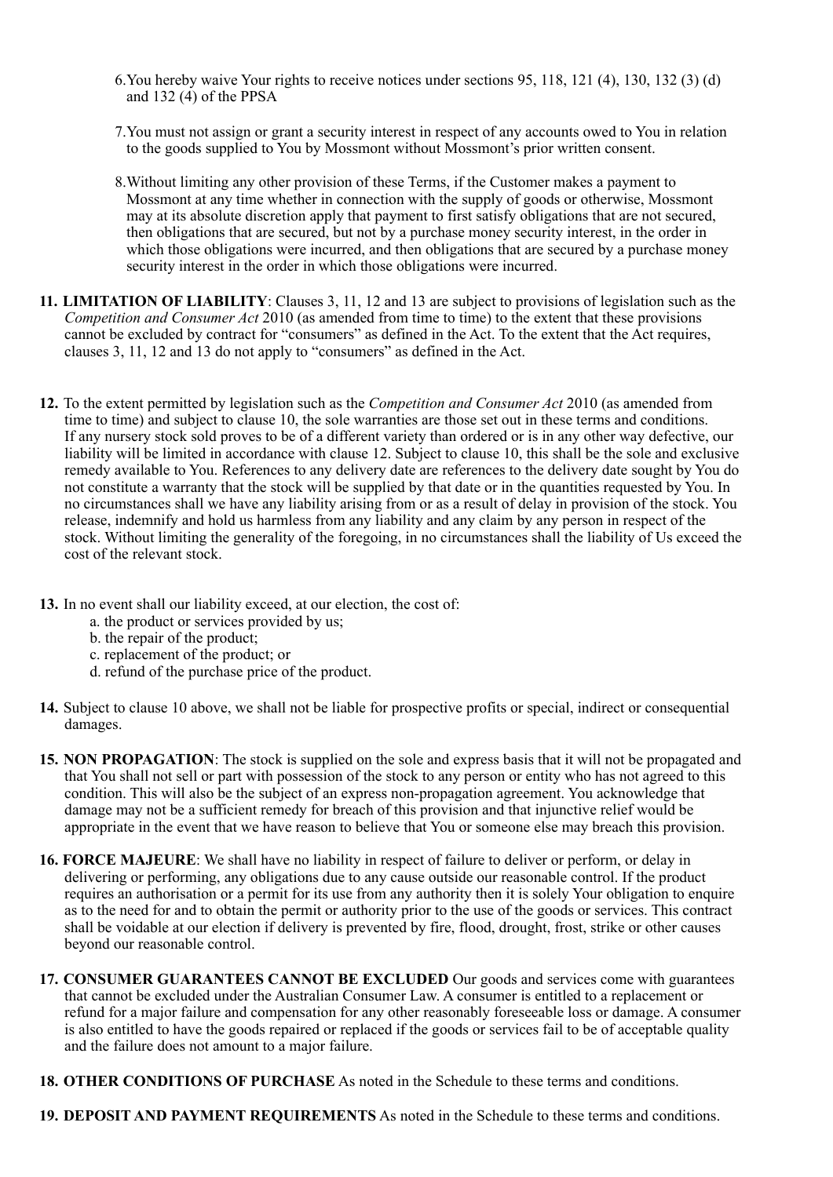6. You hereby waive Your rights to receive notices under sections 95, 118, 121 (4), 130, 132 (3) (d) and 132 (4) of the PPSA

7. You must not assign or grant a security interest in respect of any accounts owed to You in relation to the goods supplied to You by Mossmont without Mossmont's prior written consent.

8. Without limiting any other provision of these Terms, if the Customer makes a payment to Mossmont at any time whether in connection with the supply of goods or otherwise, Mossmont may at its absolute discretion apply that payment to first satisfy obligations that are not secured, then obligations that are secured, but not by a purchase money security interest, in the order in which those obligations were incurred, and then obligations that are secured by a purchase money security interest in the order in which those obligations were incurred.

**11. LIMITATION OF LIABILITY**: Clauses 3, 11, 12 and 13 are subject to provisions of legislation such as the *Competition and Consumer Act* 2010 (as amended from time to time) to the extent that these provisions cannot be excluded by contract for "consumers" as defined in the Act. To the extent that the Act requires, clauses 3, 11, 12 and 13 do not apply to "consumers" as defined in the Act.

**12.** To the extent permitted by legislation such as the *Competition and Consumer Act* 2010 (as amended from time to time) and subject to clause 10, the sole warranties are those set out in these terms and conditions. If any nursery stock sold proves to be of a different variety than ordered or is in any other way defective, our liability will be limited in accordance with clause 12. Subject to clause 10, this shall be the sole and exclusive remedy available to You. References to any delivery date are references to the delivery date sought by You do not constitute a warranty that the stock will be supplied by that date or in the quantities requested by You. In no circumstances shall we have any liability arising from or as a result of delay in provision of the stock. You release, indemnify and hold us harmless from any liability and any claim by any person in respect of the stock. Without limiting the generality of the foregoing, in no circumstances shall the liability of Us exceed the cost of the relevant stock.

**13.** In no event shall our liability exceed, at our election, the cost of:

a. the product or services provided by us;
b. the repair of the product;
c. replacement of the product; or
d. refund of the purchase price of the product.

**14.** Subject to clause 10 above, we shall not be liable for prospective profits or special, indirect or consequential damages.

**15. NON PROPAGATION**: The stock is supplied on the sole and express basis that it will not be propagated and that You shall not sell or part with possession of the stock to any person or entity who has not agreed to this condition. This will also be the subject of an express non-propagation agreement. You acknowledge that damage may not be a sufficient remedy for breach of this provision and that injunctive relief would be appropriate in the event that we have reason to believe that You or someone else may breach this provision.

**16. FORCE MAJEURE**: We shall have no liability in respect of failure to deliver or perform, or delay in delivering or performing, any obligations due to any cause outside our reasonable control. If the product requires an authorisation or a permit for its use from any authority then it is solely Your obligation to enquire as to the need for and to obtain the permit or authority prior to the use of the goods or services. This contract shall be voidable at our election if delivery is prevented by fire, flood, drought, frost, strike or other causes beyond our reasonable control.

**17. CONSUMER GUARANTEES CANNOT BE EXCLUDED** Our goods and services come with guarantees that cannot be excluded under the Australian Consumer Law. A consumer is entitled to a replacement or refund for a major failure and compensation for any other reasonably foreseeable loss or damage. A consumer is also entitled to have the goods repaired or replaced if the goods or services fail to be of acceptable quality and the failure does not amount to a major failure.

**18. OTHER CONDITIONS OF PURCHASE** As noted in the Schedule to these terms and conditions.

**19. DEPOSIT AND PAYMENT REQUIREMENTS** As noted in the Schedule to these terms and conditions.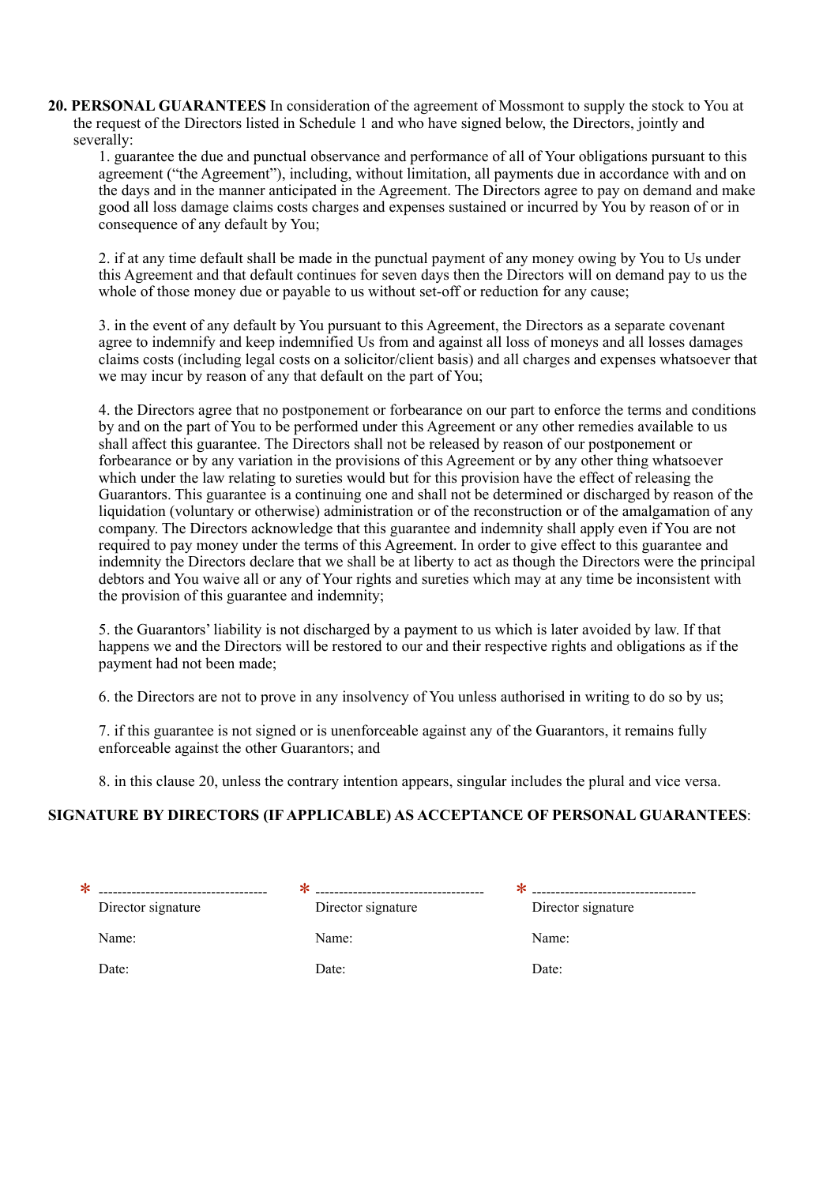**20. PERSONAL GUARANTEES** In consideration of the agreement of Mossmont to supply the stock to You at the request of the Directors listed in Schedule 1 and who have signed below, the Directors, jointly and severally:

1. guarantee the due and punctual observance and performance of all of Your obligations pursuant to this agreement ("the Agreement"), including, without limitation, all payments due in accordance with and on the days and in the manner anticipated in the Agreement. The Directors agree to pay on demand and make good all loss damage claims costs charges and expenses sustained or incurred by You by reason of or in consequence of any default by You;

2. if at any time default shall be made in the punctual payment of any money owing by You to Us under this Agreement and that default continues for seven days then the Directors will on demand pay to us the whole of those money due or payable to us without set-off or reduction for any cause;

3. in the event of any default by You pursuant to this Agreement, the Directors as a separate covenant agree to indemnify and keep indemnified Us from and against all loss of moneys and all losses damages claims costs (including legal costs on a solicitor/client basis) and all charges and expenses whatsoever that we may incur by reason of any that default on the part of You;

4. the Directors agree that no postponement or forbearance on our part to enforce the terms and conditions by and on the part of You to be performed under this Agreement or any other remedies available to us shall affect this guarantee. The Directors shall not be released by reason of our postponement or forbearance or by any variation in the provisions of this Agreement or by any other thing whatsoever which under the law relating to sureties would but for this provision have the effect of releasing the Guarantors. This guarantee is a continuing one and shall not be determined or discharged by reason of the liquidation (voluntary or otherwise) administration or of the reconstruction or of the amalgamation of any company. The Directors acknowledge that this guarantee and indemnity shall apply even if You are not required to pay money under the terms of this Agreement. In order to give effect to this guarantee and indemnity the Directors declare that we shall be at liberty to act as though the Directors were the principal debtors and You waive all or any of Your rights and sureties which may at any time be inconsistent with the provision of this guarantee and indemnity;

5. the Guarantors' liability is not discharged by a payment to us which is later avoided by law. If that happens we and the Directors will be restored to our and their respective rights and obligations as if the payment had not been made;

6. the Directors are not to prove in any insolvency of You unless authorised in writing to do so by us;

7. if this guarantee is not signed or is unenforceable against any of the Guarantors, it remains fully enforceable against the other Guarantors; and

8. in this clause 20, unless the contrary intention appears, singular includes the plural and vice versa.

**SIGNATURE BY DIRECTORS (IF APPLICABLE) AS ACCEPTANCE OF PERSONAL GUARANTEES**:

| | | |
|---|---|---|
| * ------------------------------------ | * ------------------------------------ | * ------------------------------------ |
| Director signature | Director signature | Director signature |
| Name: | Name: | Name: |
| Date: | Date: | Date: |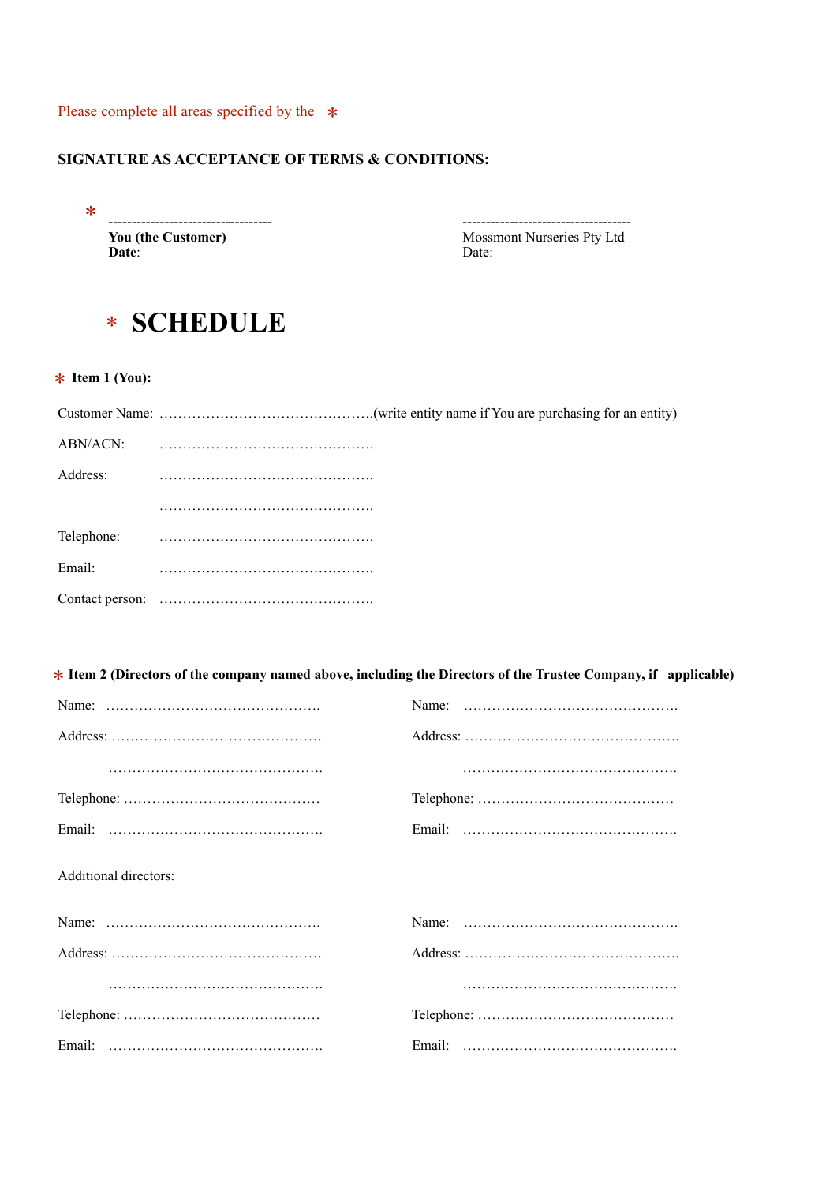Please complete all areas specified by the *

**SIGNATURE AS ACCEPTANCE OF TERMS & CONDITIONS:**

\* ----------------------------------
**You (the Customer)**
**Date**:

------------------------------------
Mossmont Nurseries Pty Ltd
Date:

# * SCHEDULE

**\* Item 1 (You):**

Customer Name: ……………………………………….(write entity name if You are purchasing for an entity)

ABN/ACN: ……………………………………….

Address: ……………………………………….

……………………………………….

Telephone: ……………………………………….

Email: ……………………………………….

Contact person: ……………………………………….

**\* Item 2 (Directors of the company named above, including the Directors of the Trustee Company, if applicable)**

Name: ……………………………………….

Address: ……………………………………….

……………………………………….

Telephone: ……………………………………

Email: ……………………………………….

Name: ……………………………………….

Address: ……………………………………….

……………………………………….

Telephone: ……………………………………

Email: ……………………………………….

Additional directors:

Name: ……………………………………….

Address: ……………………………………….

……………………………………….

Telephone: ……………………………………

Email: ……………………………………….

Name: ……………………………………….

Address: ……………………………………….

……………………………………….

Telephone: ……………………………………

Email: ……………………………………….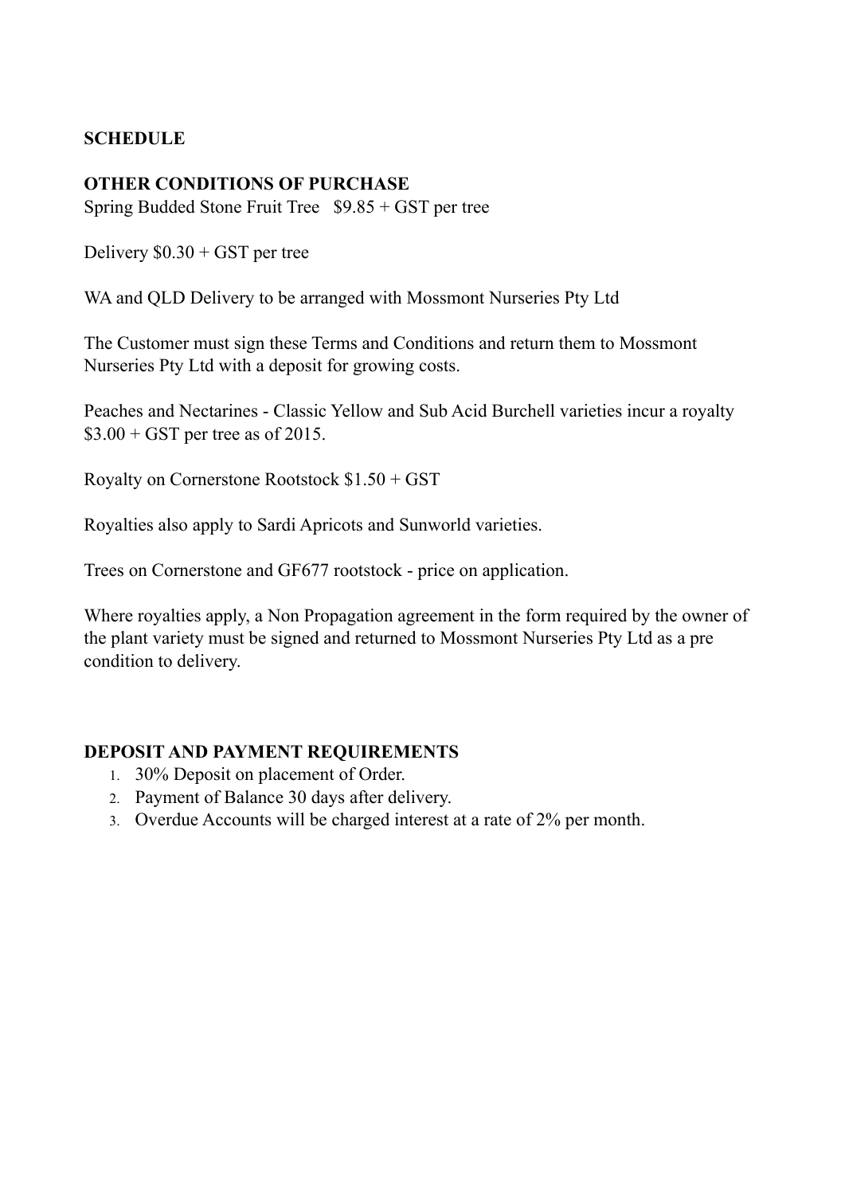**SCHEDULE**

**OTHER CONDITIONS OF PURCHASE**

Spring Budded Stone Fruit Tree $9.85 + GST per tree

Delivery $0.30 + GST per tree

WA and QLD Delivery to be arranged with Mossmont Nurseries Pty Ltd

The Customer must sign these Terms and Conditions and return them to Mossmont Nurseries Pty Ltd with a deposit for growing costs.

Peaches and Nectarines - Classic Yellow and Sub Acid Burchell varieties incur a royalty $3.00 + GST per tree as of 2015.

Royalty on Cornerstone Rootstock $1.50 + GST

Royalties also apply to Sardi Apricots and Sunworld varieties.

Trees on Cornerstone and GF677 rootstock - price on application.

Where royalties apply, a Non Propagation agreement in the form required by the owner of the plant variety must be signed and returned to Mossmont Nurseries Pty Ltd as a pre condition to delivery.

**DEPOSIT AND PAYMENT REQUIREMENTS**

1. 30% Deposit on placement of Order.
2. Payment of Balance 30 days after delivery.
3. Overdue Accounts will be charged interest at a rate of 2% per month.